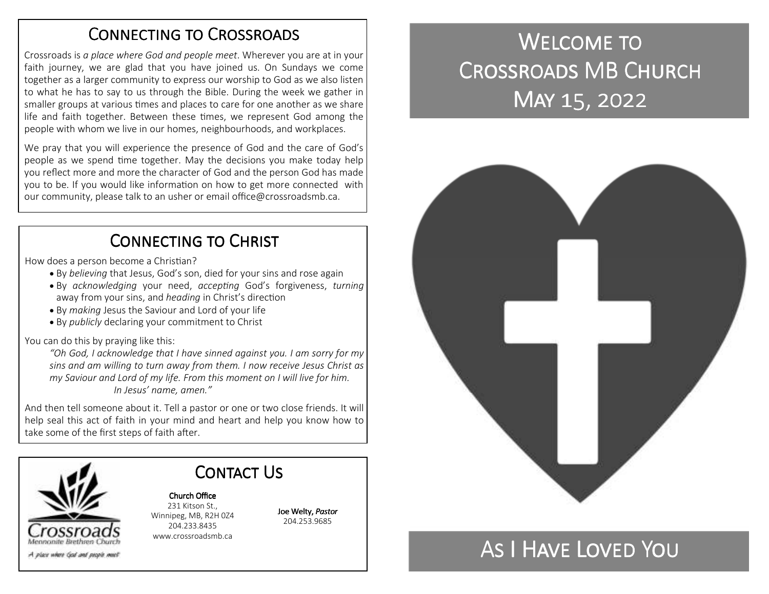## Connecting to Crossroads

Crossroads is *a place where God and people meet*. Wherever you are at in your faith journey, we are glad that you have joined us. On Sundays we come together as a larger community to express our worship to God as we also listen to what he has to say to us through the Bible. During the week we gather in smaller groups at various times and places to care for one another as we share life and faith together. Between these times, we represent God among the people with whom we live in our homes, neighbourhoods, and workplaces.

We pray that you will experience the presence of God and the care of God's people as we spend time together. May the decisions you make today help you reflect more and more the character of God and the person God has made you to be. If you would like information on how to get more connected with our community, please talk to an usher or email office@crossroadsmb.ca.

## Connecting to Christ

How does a person become a Christian?

- By *believing* that Jesus, God's son, died for your sins and rose again
- By *acknowledging* your need, *accepting* God's forgiveness, *turning* away from your sins, and *heading* in Christ's direction
- By *making* Jesus the Saviour and Lord of your life
- By *publicly* declaring your commitment to Christ

You can do this by praying like this:

> *"Oh God, I acknowledge that I have sinned against you. I am sorry for my sins and am willing to turn away from them. I now receive Jesus Christ as my Saviour and Lord of my life. From this moment on I will live for him. In Jesus' name, amen."*

And then tell someone about it. Tell a pastor or one or two close friends. It will help seal this act of faith in your mind and heart and help you know how to take some of the first steps of faith after.

## Contact Us

Crossroads Mennonite Brethren Church
*A place where God and people meet*

**Church Office**
231 Kitson St.,
Winnipeg, MB, R2H 0Z4
204.233.8435
www.crossroadsmb.ca

**Joe Welty,** ***Pastor***
204.253.9685

# Welcome to Crossroads MB Church
# May 15, 2022

# As I Have Loved You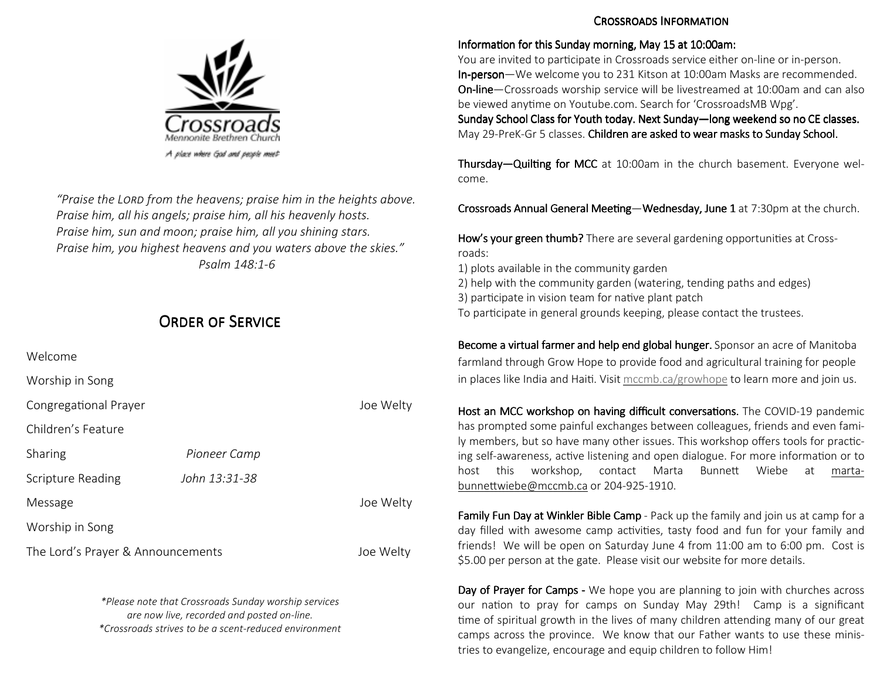Crossroads Mennonite Brethren Church

*A place where God and people meet*

*"Praise the LORD from the heavens; praise him in the heights above.*
*Praise him, all his angels; praise him, all his heavenly hosts.*
*Praise him, sun and moon; praise him, all you shining stars.*
*Praise him, you highest heavens and you waters above the skies."*
*Psalm 148:1-6*

## ORDER OF SERVICE

| | | |
|---|---|---|
| Welcome | | |
| Worship in Song | | |
| Congregational Prayer | | Joe Welty |
| Children's Feature | | |
| Sharing | *Pioneer Camp* | |
| Scripture Reading | *John 13:31-38* | |
| Message | | Joe Welty |
| Worship in Song | | |
| The Lord's Prayer & Announcements | | Joe Welty |

*\*Please note that Crossroads Sunday worship services are now live, recorded and posted on-line.*
*\*Crossroads strives to be a scent-reduced environment*

## CROSSROADS INFORMATION

**Information for this Sunday morning, May 15 at 10:00am:**
You are invited to participate in Crossroads service either on-line or in-person.
**In-person**—We welcome you to 231 Kitson at 10:00am Masks are recommended.
**On-line**—Crossroads worship service will be livestreamed at 10:00am and can also be viewed anytime on Youtube.com. Search for 'CrossroadsMB Wpg'.
**Sunday School Class for Youth today. Next Sunday—long weekend so no CE classes.** May 29-PreK-Gr 5 classes. **Children are asked to wear masks to Sunday School.**

**Thursday—Quilting for MCC** at 10:00am in the church basement. Everyone welcome.

**Crossroads Annual General Meeting**—**Wednesday, June 1** at 7:30pm at the church.

**How's your green thumb?** There are several gardening opportunities at Crossroads:
1) plots available in the community garden
2) help with the community garden (watering, tending paths and edges)
3) participate in vision team for native plant patch
To participate in general grounds keeping, please contact the trustees.

**Become a virtual farmer and help end global hunger.** Sponsor an acre of Manitoba farmland through Grow Hope to provide food and agricultural training for people in places like India and Haiti. Visit mccmb.ca/growhope to learn more and join us.

**Host an MCC workshop on having difficult conversations.** The COVID-19 pandemic has prompted some painful exchanges between colleagues, friends and even family members, but so have many other issues. This workshop offers tools for practicing self-awareness, active listening and open dialogue. For more information or to host this workshop, contact Marta Bunnett Wiebe at martabunnettwiebe@mccmb.ca or 204-925-1910.

**Family Fun Day at Winkler Bible Camp** - Pack up the family and join us at camp for a day filled with awesome camp activities, tasty food and fun for your family and friends! We will be open on Saturday June 4 from 11:00 am to 6:00 pm. Cost is $5.00 per person at the gate. Please visit our website for more details.

**Day of Prayer for Camps -** We hope you are planning to join with churches across our nation to pray for camps on Sunday May 29th! Camp is a significant time of spiritual growth in the lives of many children attending many of our great camps across the province. We know that our Father wants to use these ministries to evangelize, encourage and equip children to follow Him!